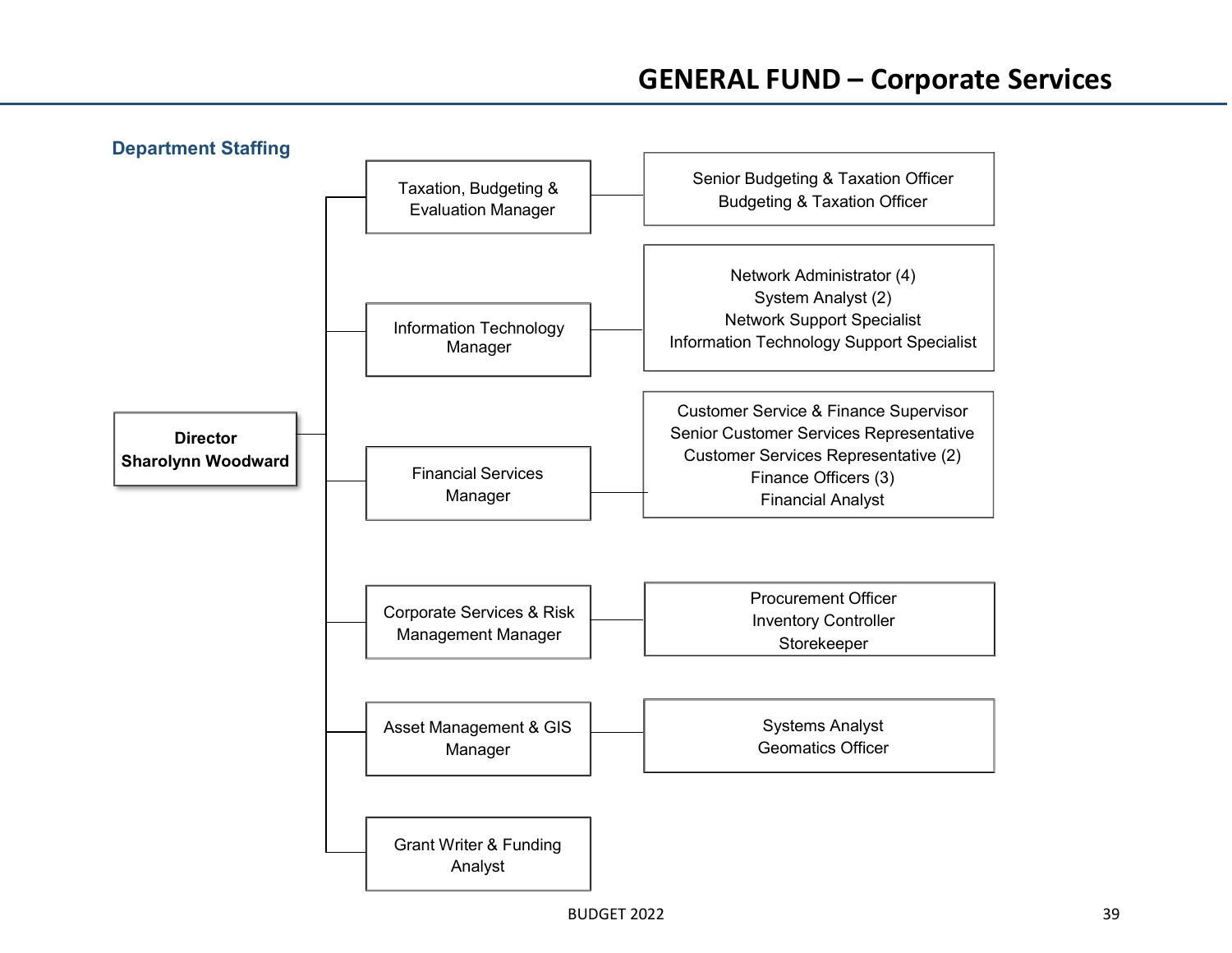# GENERAL FUND – Corporate Services

## Department Staffing

**Director**
**Sharolynn Woodward**

- **Taxation, Budgeting & Evaluation Manager**
  - Senior Budgeting & Taxation Officer
  - Budgeting & Taxation Officer
- **Information Technology Manager**
  - Network Administrator (4)
  - System Analyst (2)
  - Network Support Specialist
  - Information Technology Support Specialist
- **Financial Services Manager**
  - Customer Service & Finance Supervisor
  - Senior Customer Services Representative
  - Customer Services Representative (2)
  - Finance Officers (3)
  - Financial Analyst
- **Corporate Services & Risk Management Manager**
  - Procurement Officer
  - Inventory Controller
  - Storekeeper
- **Asset Management & GIS Manager**
  - Systems Analyst
  - Geomatics Officer
- **Grant Writer & Funding Analyst**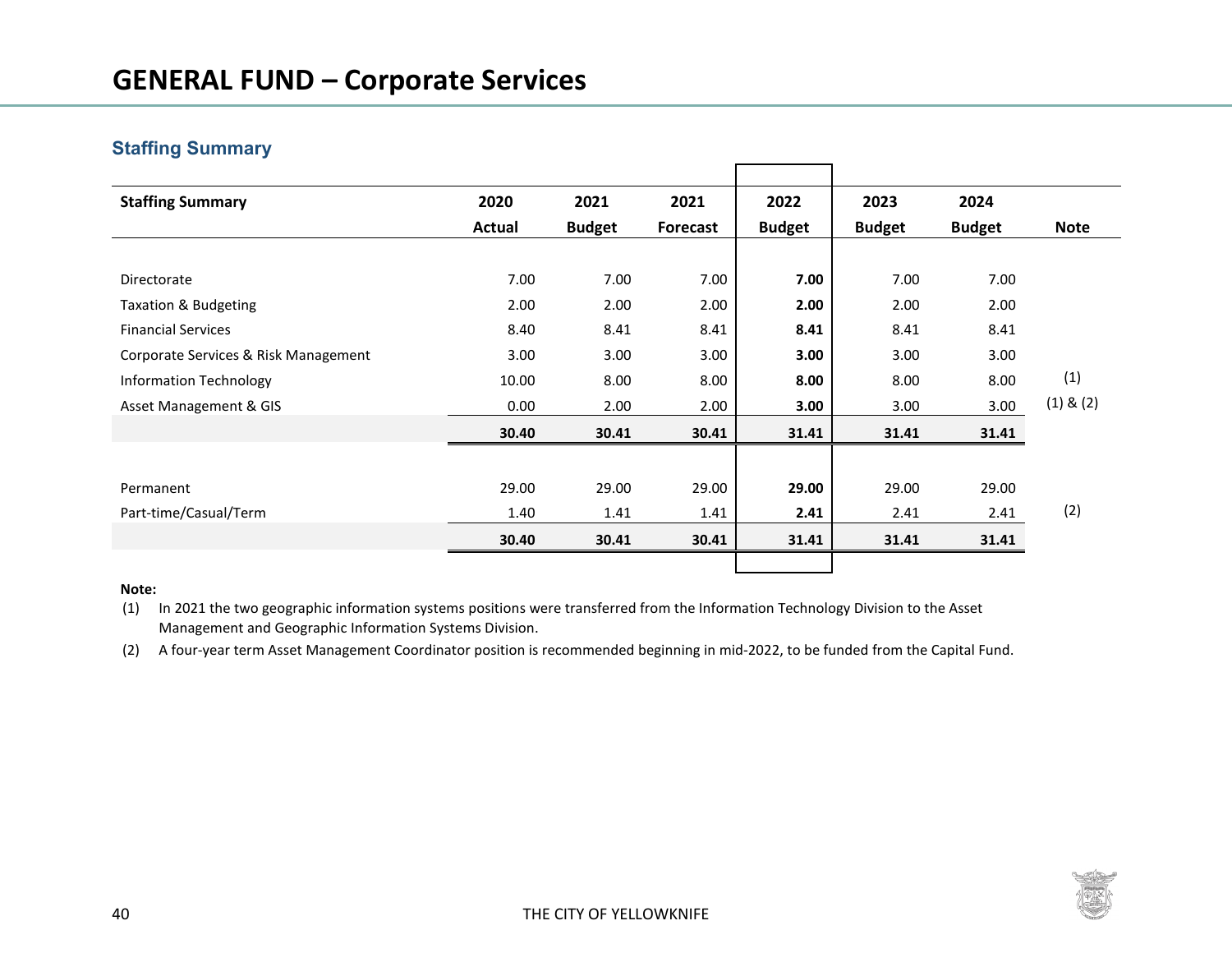# GENERAL FUND – Corporate Services

## Staffing Summary

| Staffing Summary | 2020 Actual | 2021 Budget | 2021 Forecast | 2022 Budget | 2023 Budget | 2024 Budget | Note |
|---|---|---|---|---|---|---|---|
| Directorate | 7.00 | 7.00 | 7.00 | **7.00** | 7.00 | 7.00 | |
| Taxation & Budgeting | 2.00 | 2.00 | 2.00 | **2.00** | 2.00 | 2.00 | |
| Financial Services | 8.40 | 8.41 | 8.41 | **8.41** | 8.41 | 8.41 | |
| Corporate Services & Risk Management | 3.00 | 3.00 | 3.00 | **3.00** | 3.00 | 3.00 | |
| Information Technology | 10.00 | 8.00 | 8.00 | **8.00** | 8.00 | 8.00 | (1) |
| Asset Management & GIS | 0.00 | 2.00 | 2.00 | **3.00** | 3.00 | 3.00 | (1) & (2) |
| | **30.40** | **30.41** | **30.41** | **31.41** | **31.41** | **31.41** | |
| Permanent | 29.00 | 29.00 | 29.00 | **29.00** | 29.00 | 29.00 | |
| Part-time/Casual/Term | 1.40 | 1.41 | 1.41 | **2.41** | 2.41 | 2.41 | (2) |
| | **30.40** | **30.41** | **30.41** | **31.41** | **31.41** | **31.41** | |

**Note:**

(1) In 2021 the two geographic information systems positions were transferred from the Information Technology Division to the Asset Management and Geographic Information Systems Division.

(2) A four-year term Asset Management Coordinator position is recommended beginning in mid-2022, to be funded from the Capital Fund.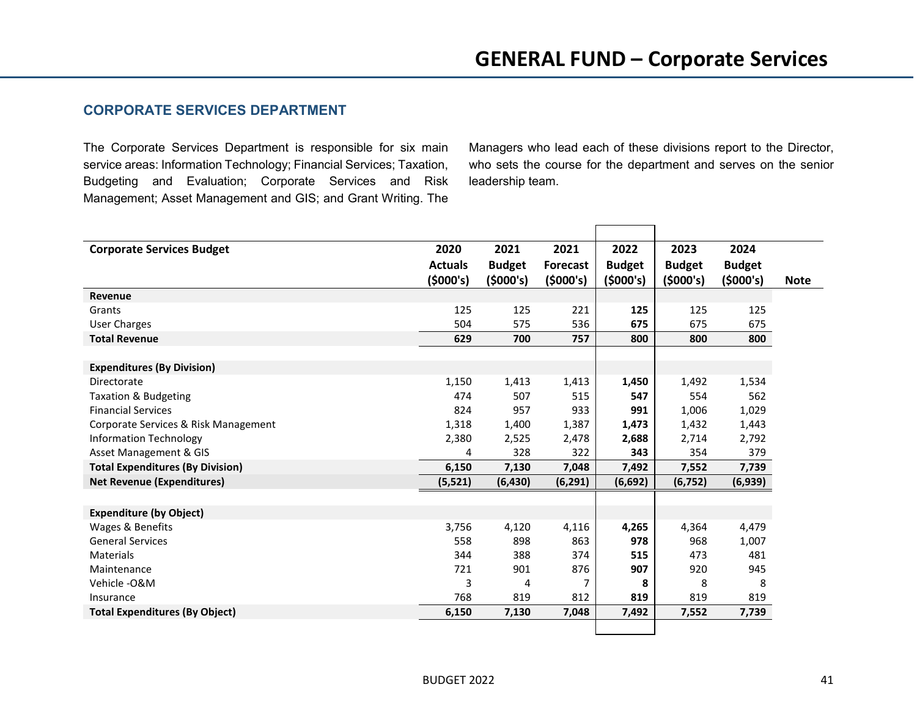## CORPORATE SERVICES DEPARTMENT

The Corporate Services Department is responsible for six main service areas: Information Technology; Financial Services; Taxation, Budgeting and Evaluation; Corporate Services and Risk Management; Asset Management and GIS; and Grant Writing. The Managers who lead each of these divisions report to the Director, who sets the course for the department and serves on the senior leadership team.

| Corporate Services Budget | 2020 Actuals ($000's) | 2021 Budget ($000's) | 2021 Forecast ($000's) | 2022 Budget ($000's) | 2023 Budget ($000's) | 2024 Budget ($000's) | Note |
|---|---|---|---|---|---|---|---|
| **Revenue** | | | | | | | |
| Grants | 125 | 125 | 221 | **125** | 125 | 125 | |
| User Charges | 504 | 575 | 536 | **675** | 675 | 675 | |
| **Total Revenue** | **629** | **700** | **757** | **800** | **800** | **800** | |
| | | | | | | | |
| **Expenditures (By Division)** | | | | | | | |
| Directorate | 1,150 | 1,413 | 1,413 | **1,450** | 1,492 | 1,534 | |
| Taxation & Budgeting | 474 | 507 | 515 | **547** | 554 | 562 | |
| Financial Services | 824 | 957 | 933 | **991** | 1,006 | 1,029 | |
| Corporate Services & Risk Management | 1,318 | 1,400 | 1,387 | **1,473** | 1,432 | 1,443 | |
| Information Technology | 2,380 | 2,525 | 2,478 | **2,688** | 2,714 | 2,792 | |
| Asset Management & GIS | 4 | 328 | 322 | **343** | 354 | 379 | |
| **Total Expenditures (By Division)** | **6,150** | **7,130** | **7,048** | **7,492** | **7,552** | **7,739** | |
| **Net Revenue (Expenditures)** | **(5,521)** | **(6,430)** | **(6,291)** | **(6,692)** | **(6,752)** | **(6,939)** | |
| | | | | | | | |
| **Expenditure (by Object)** | | | | | | | |
| Wages & Benefits | 3,756 | 4,120 | 4,116 | **4,265** | 4,364 | 4,479 | |
| General Services | 558 | 898 | 863 | **978** | 968 | 1,007 | |
| Materials | 344 | 388 | 374 | **515** | 473 | 481 | |
| Maintenance | 721 | 901 | 876 | **907** | 920 | 945 | |
| Vehicle -O&M | 3 | 4 | 7 | **8** | 8 | 8 | |
| Insurance | 768 | 819 | 812 | **819** | 819 | 819 | |
| **Total Expenditures (By Object)** | **6,150** | **7,130** | **7,048** | **7,492** | **7,552** | **7,739** | |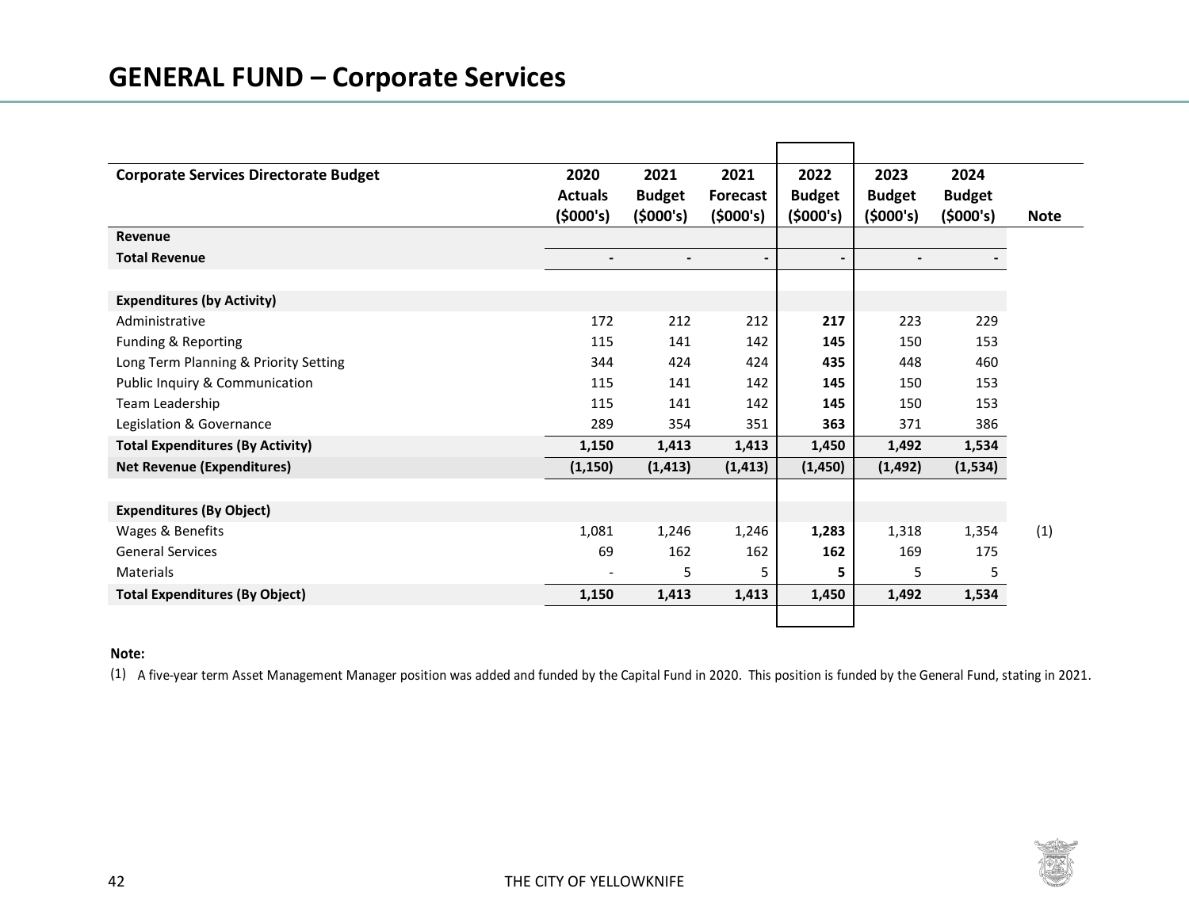# GENERAL FUND – Corporate Services

| Corporate Services Directorate Budget | 2020 Actuals ($000's) | 2021 Budget ($000's) | 2021 Forecast ($000's) | 2022 Budget ($000's) | 2023 Budget ($000's) | 2024 Budget ($000's) | Note |
|---|---|---|---|---|---|---|---|
| **Revenue** | | | | | | | |
| **Total Revenue** | - | - | - | - | - | - | |
| | | | | | | | |
| **Expenditures (by Activity)** | | | | | | | |
| Administrative | 172 | 212 | 212 | **217** | 223 | 229 | |
| Funding & Reporting | 115 | 141 | 142 | **145** | 150 | 153 | |
| Long Term Planning & Priority Setting | 344 | 424 | 424 | **435** | 448 | 460 | |
| Public Inquiry & Communication | 115 | 141 | 142 | **145** | 150 | 153 | |
| Team Leadership | 115 | 141 | 142 | **145** | 150 | 153 | |
| Legislation & Governance | 289 | 354 | 351 | **363** | 371 | 386 | |
| **Total Expenditures (By Activity)** | **1,150** | **1,413** | **1,413** | **1,450** | **1,492** | **1,534** | |
| **Net Revenue (Expenditures)** | **(1,150)** | **(1,413)** | **(1,413)** | **(1,450)** | **(1,492)** | **(1,534)** | |
| | | | | | | | |
| **Expenditures (By Object)** | | | | | | | |
| Wages & Benefits | 1,081 | 1,246 | 1,246 | **1,283** | 1,318 | 1,354 | (1) |
| General Services | 69 | 162 | 162 | **162** | 169 | 175 | |
| Materials | - | 5 | 5 | **5** | 5 | 5 | |
| **Total Expenditures (By Object)** | **1,150** | **1,413** | **1,413** | **1,450** | **1,492** | **1,534** | |

**Note:**

(1) A five-year term Asset Management Manager position was added and funded by the Capital Fund in 2020. This position is funded by the General Fund, stating in 2021.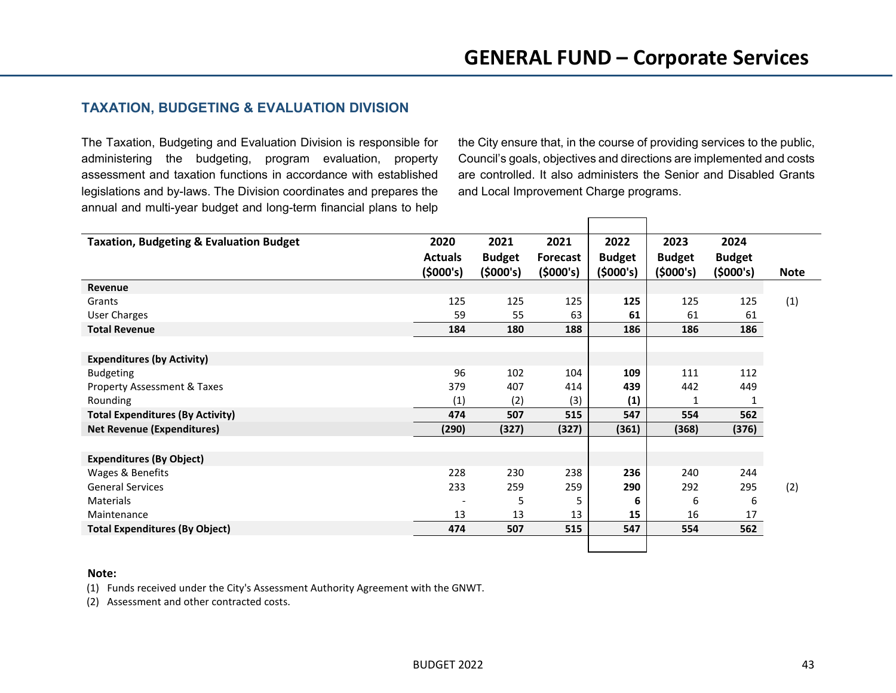# GENERAL FUND – Corporate Services

## TAXATION, BUDGETING & EVALUATION DIVISION

The Taxation, Budgeting and Evaluation Division is responsible for administering the budgeting, program evaluation, property assessment and taxation functions in accordance with established legislations and by-laws. The Division coordinates and prepares the annual and multi-year budget and long-term financial plans to help the City ensure that, in the course of providing services to the public, Council's goals, objectives and directions are implemented and costs are controlled. It also administers the Senior and Disabled Grants and Local Improvement Charge programs.

| Taxation, Budgeting & Evaluation Budget | 2020 Actuals ($000's) | 2021 Budget ($000's) | 2021 Forecast ($000's) | 2022 Budget ($000's) | 2023 Budget ($000's) | 2024 Budget ($000's) | Note |
|---|---|---|---|---|---|---|---|
| **Revenue** | | | | | | | |
| Grants | 125 | 125 | 125 | **125** | 125 | 125 | (1) |
| User Charges | 59 | 55 | 63 | **61** | 61 | 61 | |
| **Total Revenue** | **184** | **180** | **188** | **186** | **186** | **186** | |
| | | | | | | | |
| **Expenditures (by Activity)** | | | | | | | |
| Budgeting | 96 | 102 | 104 | **109** | 111 | 112 | |
| Property Assessment & Taxes | 379 | 407 | 414 | **439** | 442 | 449 | |
| Rounding | (1) | (2) | (3) | **(1)** | 1 | 1 | |
| **Total Expenditures (By Activity)** | **474** | **507** | **515** | **547** | **554** | **562** | |
| **Net Revenue (Expenditures)** | **(290)** | **(327)** | **(327)** | **(361)** | **(368)** | **(376)** | |
| | | | | | | | |
| **Expenditures (By Object)** | | | | | | | |
| Wages & Benefits | 228 | 230 | 238 | **236** | 240 | 244 | |
| General Services | 233 | 259 | 259 | **290** | 292 | 295 | (2) |
| Materials | - | 5 | 5 | **6** | 6 | 6 | |
| Maintenance | 13 | 13 | 13 | **15** | 16 | 17 | |
| **Total Expenditures (By Object)** | **474** | **507** | **515** | **547** | **554** | **562** | |

**Note:**

(1) Funds received under the City's Assessment Authority Agreement with the GNWT.

(2) Assessment and other contracted costs.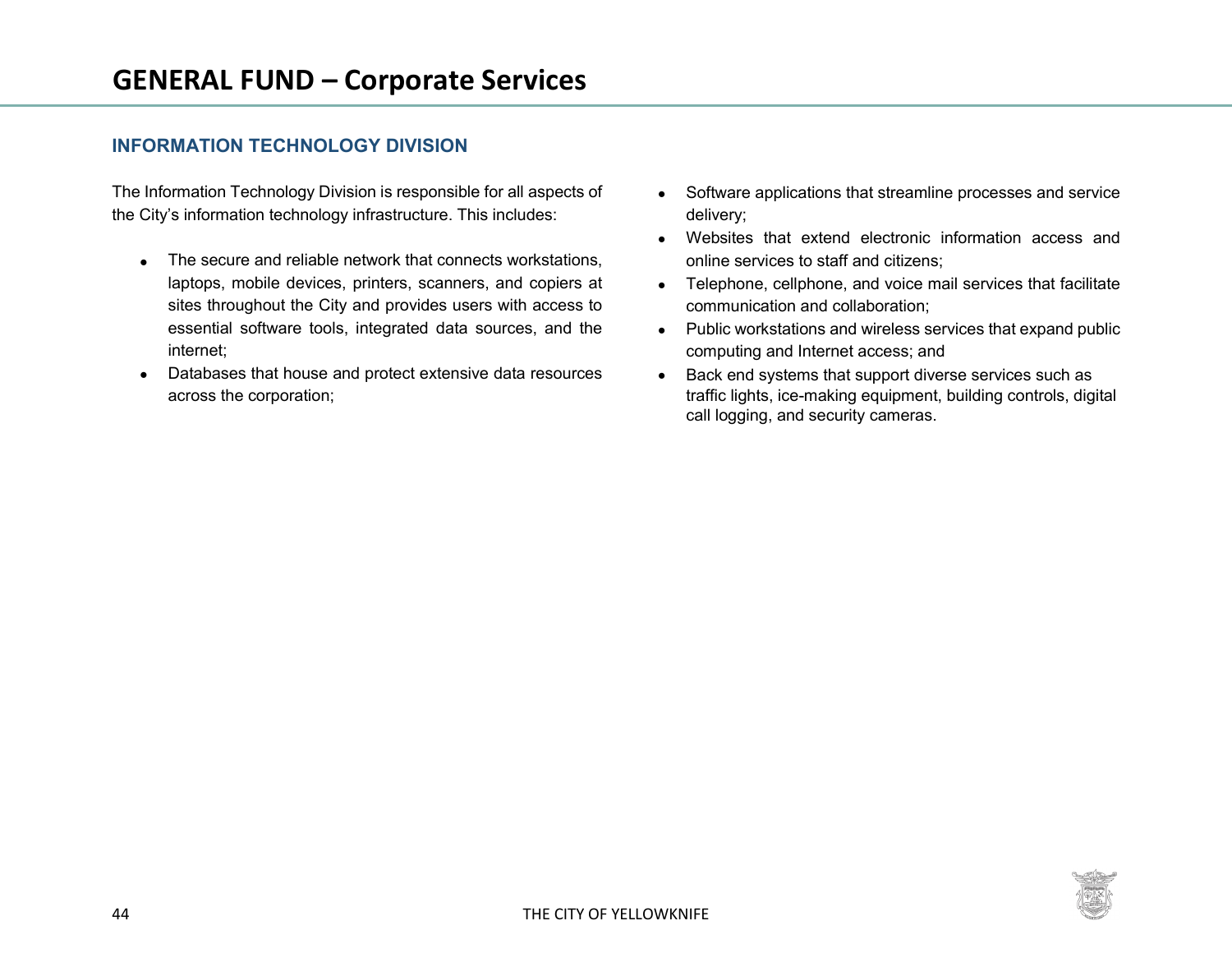# GENERAL FUND – Corporate Services

## INFORMATION TECHNOLOGY DIVISION

The Information Technology Division is responsible for all aspects of the City's information technology infrastructure. This includes:

- The secure and reliable network that connects workstations, laptops, mobile devices, printers, scanners, and copiers at sites throughout the City and provides users with access to essential software tools, integrated data sources, and the internet;
- Databases that house and protect extensive data resources across the corporation;
- Software applications that streamline processes and service delivery;
- Websites that extend electronic information access and online services to staff and citizens;
- Telephone, cellphone, and voice mail services that facilitate communication and collaboration;
- Public workstations and wireless services that expand public computing and Internet access; and
- Back end systems that support diverse services such as traffic lights, ice-making equipment, building controls, digital call logging, and security cameras.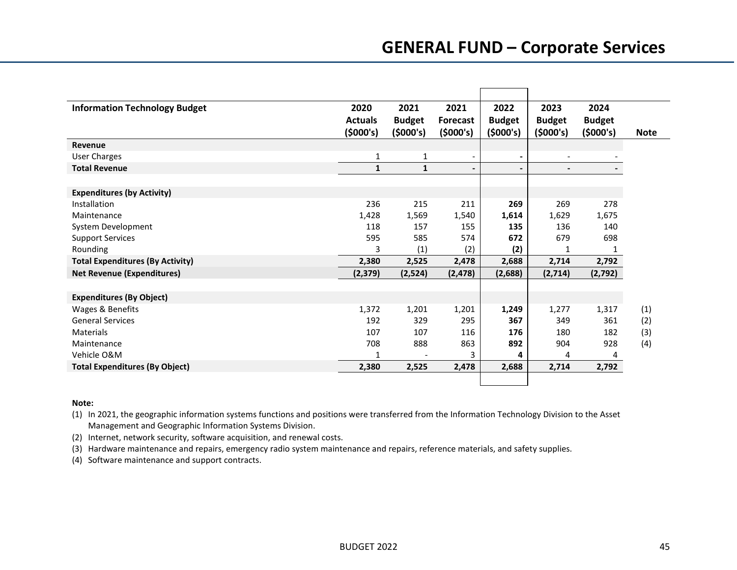# GENERAL FUND – Corporate Services

| Information Technology Budget | 2020 Actuals ($000's) | 2021 Budget ($000's) | 2021 Forecast ($000's) | 2022 Budget ($000's) | 2023 Budget ($000's) | 2024 Budget ($000's) | Note |
|---|---|---|---|---|---|---|---|
| **Revenue** | | | | | | | |
| User Charges | 1 | 1 | - | **-** | - | - | |
| **Total Revenue** | **1** | **1** | **-** | **-** | **-** | **-** | |
| | | | | | | | |
| **Expenditures (by Activity)** | | | | | | | |
| Installation | 236 | 215 | 211 | **269** | 269 | 278 | |
| Maintenance | 1,428 | 1,569 | 1,540 | **1,614** | 1,629 | 1,675 | |
| System Development | 118 | 157 | 155 | **135** | 136 | 140 | |
| Support Services | 595 | 585 | 574 | **672** | 679 | 698 | |
| Rounding | 3 | (1) | (2) | **(2)** | 1 | 1 | |
| **Total Expenditures (By Activity)** | **2,380** | **2,525** | **2,478** | **2,688** | **2,714** | **2,792** | |
| **Net Revenue (Expenditures)** | **(2,379)** | **(2,524)** | **(2,478)** | **(2,688)** | **(2,714)** | **(2,792)** | |
| | | | | | | | |
| **Expenditures (By Object)** | | | | | | | |
| Wages & Benefits | 1,372 | 1,201 | 1,201 | **1,249** | 1,277 | 1,317 | (1) |
| General Services | 192 | 329 | 295 | **367** | 349 | 361 | (2) |
| Materials | 107 | 107 | 116 | **176** | 180 | 182 | (3) |
| Maintenance | 708 | 888 | 863 | **892** | 904 | 928 | (4) |
| Vehicle O&M | 1 | - | 3 | **4** | 4 | 4 | |
| **Total Expenditures (By Object)** | **2,380** | **2,525** | **2,478** | **2,688** | **2,714** | **2,792** | |

**Note:**

(1) In 2021, the geographic information systems functions and positions were transferred from the Information Technology Division to the Asset Management and Geographic Information Systems Division.

(2) Internet, network security, software acquisition, and renewal costs.

(3) Hardware maintenance and repairs, emergency radio system maintenance and repairs, reference materials, and safety supplies.

(4) Software maintenance and support contracts.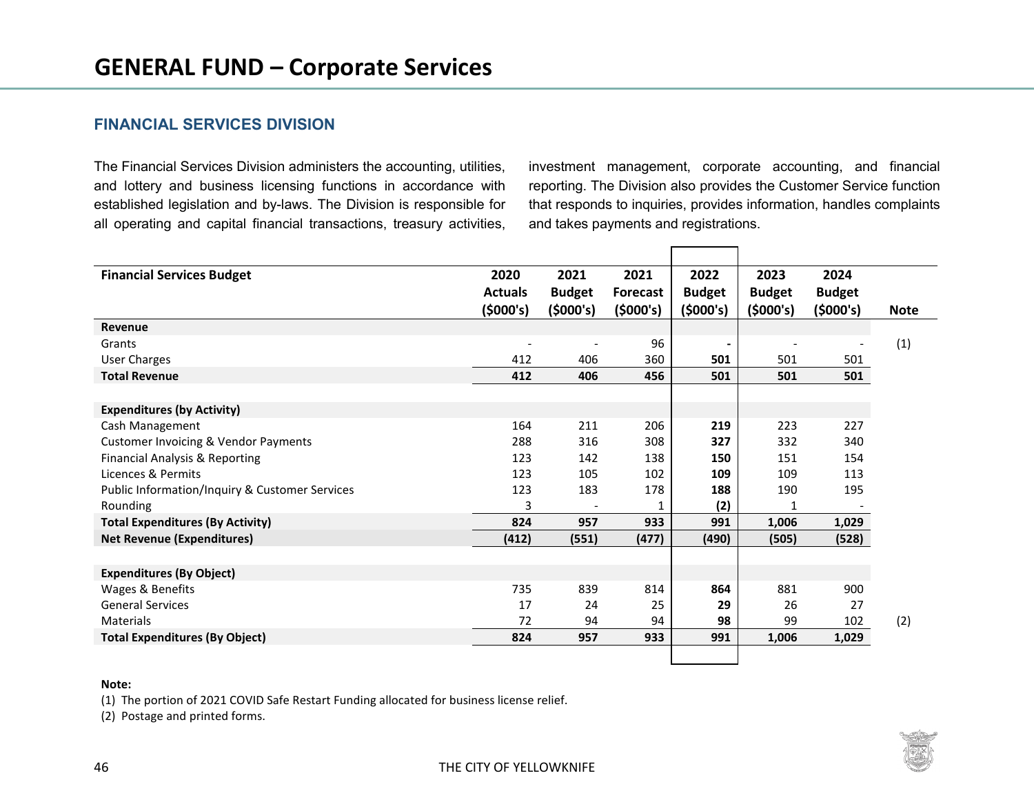# GENERAL FUND – Corporate Services

## FINANCIAL SERVICES DIVISION

The Financial Services Division administers the accounting, utilities, and lottery and business licensing functions in accordance with established legislation and by-laws. The Division is responsible for all operating and capital financial transactions, treasury activities, investment management, corporate accounting, and financial reporting. The Division also provides the Customer Service function that responds to inquiries, provides information, handles complaints and takes payments and registrations.

| Financial Services Budget | 2020 Actuals ($000's) | 2021 Budget ($000's) | 2021 Forecast ($000's) | 2022 Budget ($000's) | 2023 Budget ($000's) | 2024 Budget ($000's) | Note |
|---|---|---|---|---|---|---|---|
| **Revenue** | | | | | | | |
| Grants | - | - | 96 | **-** | - | - | (1) |
| User Charges | 412 | 406 | 360 | **501** | 501 | 501 | |
| **Total Revenue** | **412** | **406** | **456** | **501** | **501** | **501** | |
| | | | | | | | |
| **Expenditures (by Activity)** | | | | | | | |
| Cash Management | 164 | 211 | 206 | **219** | 223 | 227 | |
| Customer Invoicing & Vendor Payments | 288 | 316 | 308 | **327** | 332 | 340 | |
| Financial Analysis & Reporting | 123 | 142 | 138 | **150** | 151 | 154 | |
| Licences & Permits | 123 | 105 | 102 | **109** | 109 | 113 | |
| Public Information/Inquiry & Customer Services | 123 | 183 | 178 | **188** | 190 | 195 | |
| Rounding | 3 | - | 1 | **(2)** | 1 | - | |
| **Total Expenditures (By Activity)** | **824** | **957** | **933** | **991** | **1,006** | **1,029** | |
| **Net Revenue (Expenditures)** | **(412)** | **(551)** | **(477)** | **(490)** | **(505)** | **(528)** | |
| | | | | | | | |
| **Expenditures (By Object)** | | | | | | | |
| Wages & Benefits | 735 | 839 | 814 | **864** | 881 | 900 | |
| General Services | 17 | 24 | 25 | **29** | 26 | 27 | |
| Materials | 72 | 94 | 94 | **98** | 99 | 102 | (2) |
| **Total Expenditures (By Object)** | **824** | **957** | **933** | **991** | **1,006** | **1,029** | |

**Note:**

(1) The portion of 2021 COVID Safe Restart Funding allocated for business license relief.

(2) Postage and printed forms.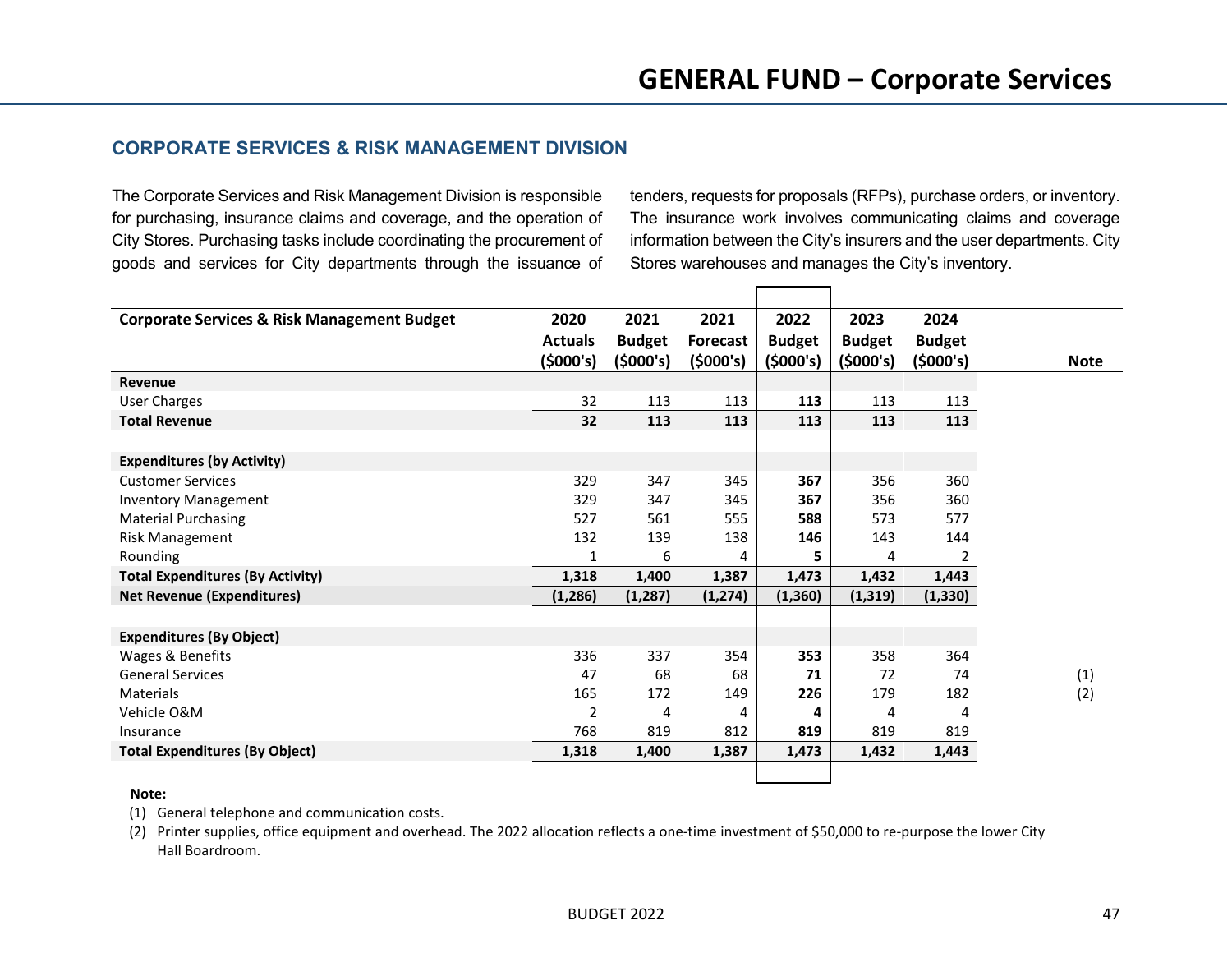# GENERAL FUND – Corporate Services

## CORPORATE SERVICES & RISK MANAGEMENT DIVISION

The Corporate Services and Risk Management Division is responsible for purchasing, insurance claims and coverage, and the operation of City Stores. Purchasing tasks include coordinating the procurement of goods and services for City departments through the issuance of tenders, requests for proposals (RFPs), purchase orders, or inventory. The insurance work involves communicating claims and coverage information between the City's insurers and the user departments. City Stores warehouses and manages the City's inventory.

| Corporate Services & Risk Management Budget | 2020 Actuals ($000's) | 2021 Budget ($000's) | 2021 Forecast ($000's) | 2022 Budget ($000's) | 2023 Budget ($000's) | 2024 Budget ($000's) | Note |
|---|---|---|---|---|---|---|---|
| **Revenue** | | | | | | | |
| User Charges | 32 | 113 | 113 | **113** | 113 | 113 | |
| **Total Revenue** | **32** | **113** | **113** | **113** | **113** | **113** | |
| | | | | | | | |
| **Expenditures (by Activity)** | | | | | | | |
| Customer Services | 329 | 347 | 345 | **367** | 356 | 360 | |
| Inventory Management | 329 | 347 | 345 | **367** | 356 | 360 | |
| Material Purchasing | 527 | 561 | 555 | **588** | 573 | 577 | |
| Risk Management | 132 | 139 | 138 | **146** | 143 | 144 | |
| Rounding | 1 | 6 | 4 | **5** | 4 | 2 | |
| **Total Expenditures (By Activity)** | **1,318** | **1,400** | **1,387** | **1,473** | **1,432** | **1,443** | |
| **Net Revenue (Expenditures)** | **(1,286)** | **(1,287)** | **(1,274)** | **(1,360)** | **(1,319)** | **(1,330)** | |
| | | | | | | | |
| **Expenditures (By Object)** | | | | | | | |
| Wages & Benefits | 336 | 337 | 354 | **353** | 358 | 364 | |
| General Services | 47 | 68 | 68 | **71** | 72 | 74 | (1) |
| Materials | 165 | 172 | 149 | **226** | 179 | 182 | (2) |
| Vehicle O&M | 2 | 4 | 4 | **4** | 4 | 4 | |
| Insurance | 768 | 819 | 812 | **819** | 819 | 819 | |
| **Total Expenditures (By Object)** | **1,318** | **1,400** | **1,387** | **1,473** | **1,432** | **1,443** | |

**Note:**

(1) General telephone and communication costs.

(2) Printer supplies, office equipment and overhead. The 2022 allocation reflects a one-time investment of $50,000 to re-purpose the lower City Hall Boardroom.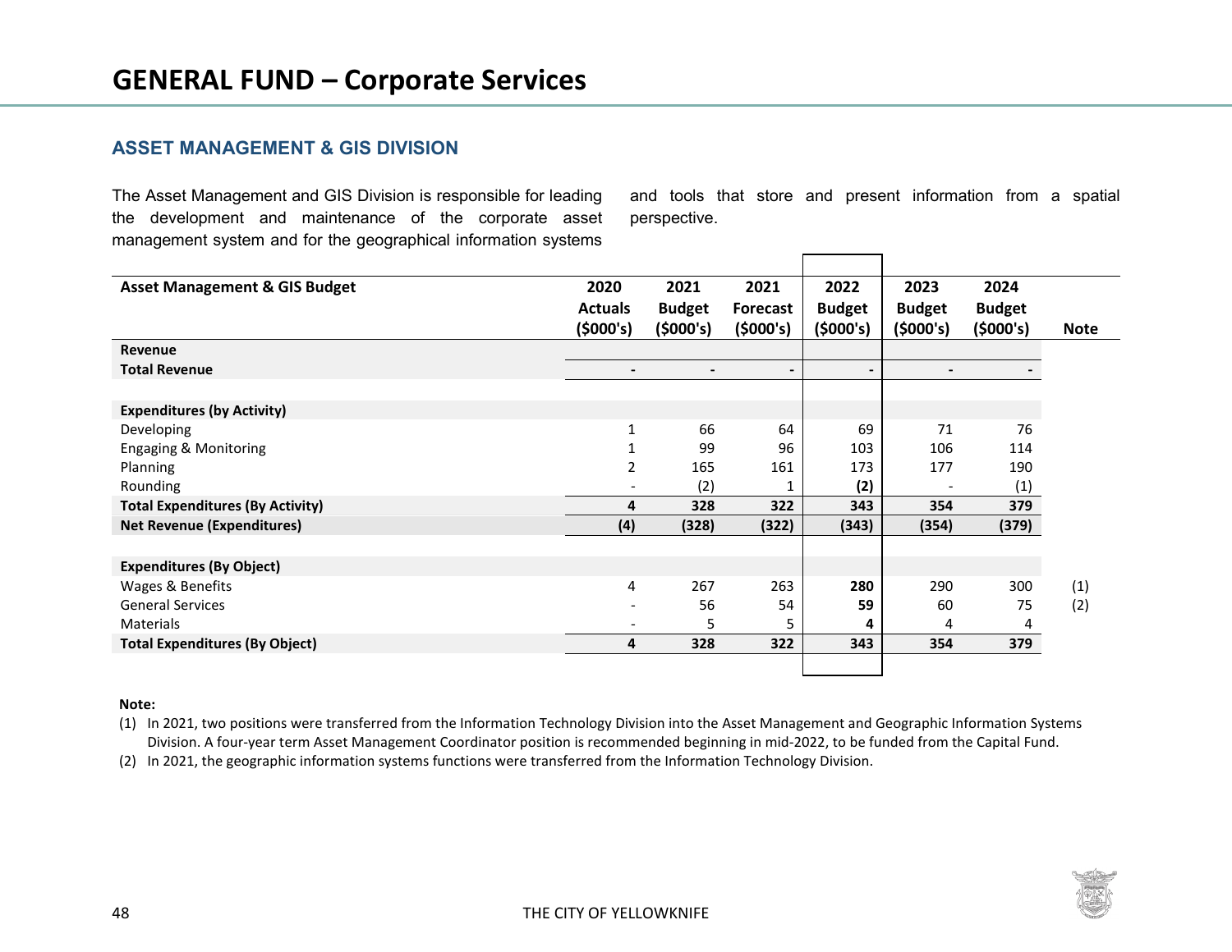# GENERAL FUND – Corporate Services

## ASSET MANAGEMENT & GIS DIVISION

The Asset Management and GIS Division is responsible for leading the development and maintenance of the corporate asset management system and for the geographical information systems and tools that store and present information from a spatial perspective.

| Asset Management & GIS Budget | 2020 Actuals ($000's) | 2021 Budget ($000's) | 2021 Forecast ($000's) | 2022 Budget ($000's) | 2023 Budget ($000's) | 2024 Budget ($000's) | Note |
|---|---|---|---|---|---|---|---|
| **Revenue** | | | | | | | |
| **Total Revenue** | - | - | - | - | - | - | |
| | | | | | | | |
| **Expenditures (by Activity)** | | | | | | | |
| Developing | 1 | 66 | 64 | 69 | 71 | 76 | |
| Engaging & Monitoring | 1 | 99 | 96 | 103 | 106 | 114 | |
| Planning | 2 | 165 | 161 | 173 | 177 | 190 | |
| Rounding | - | (2) | 1 | **(2)** | - | (1) | |
| **Total Expenditures (By Activity)** | **4** | **328** | **322** | **343** | **354** | **379** | |
| **Net Revenue (Expenditures)** | **(4)** | **(328)** | **(322)** | **(343)** | **(354)** | **(379)** | |
| | | | | | | | |
| **Expenditures (By Object)** | | | | | | | |
| Wages & Benefits | 4 | 267 | 263 | **280** | 290 | 300 | (1) |
| General Services | - | 56 | 54 | **59** | 60 | 75 | (2) |
| Materials | - | 5 | 5 | **4** | 4 | 4 | |
| **Total Expenditures (By Object)** | **4** | **328** | **322** | **343** | **354** | **379** | |

**Note:**

(1) In 2021, two positions were transferred from the Information Technology Division into the Asset Management and Geographic Information Systems Division. A four-year term Asset Management Coordinator position is recommended beginning in mid-2022, to be funded from the Capital Fund.

(2) In 2021, the geographic information systems functions were transferred from the Information Technology Division.